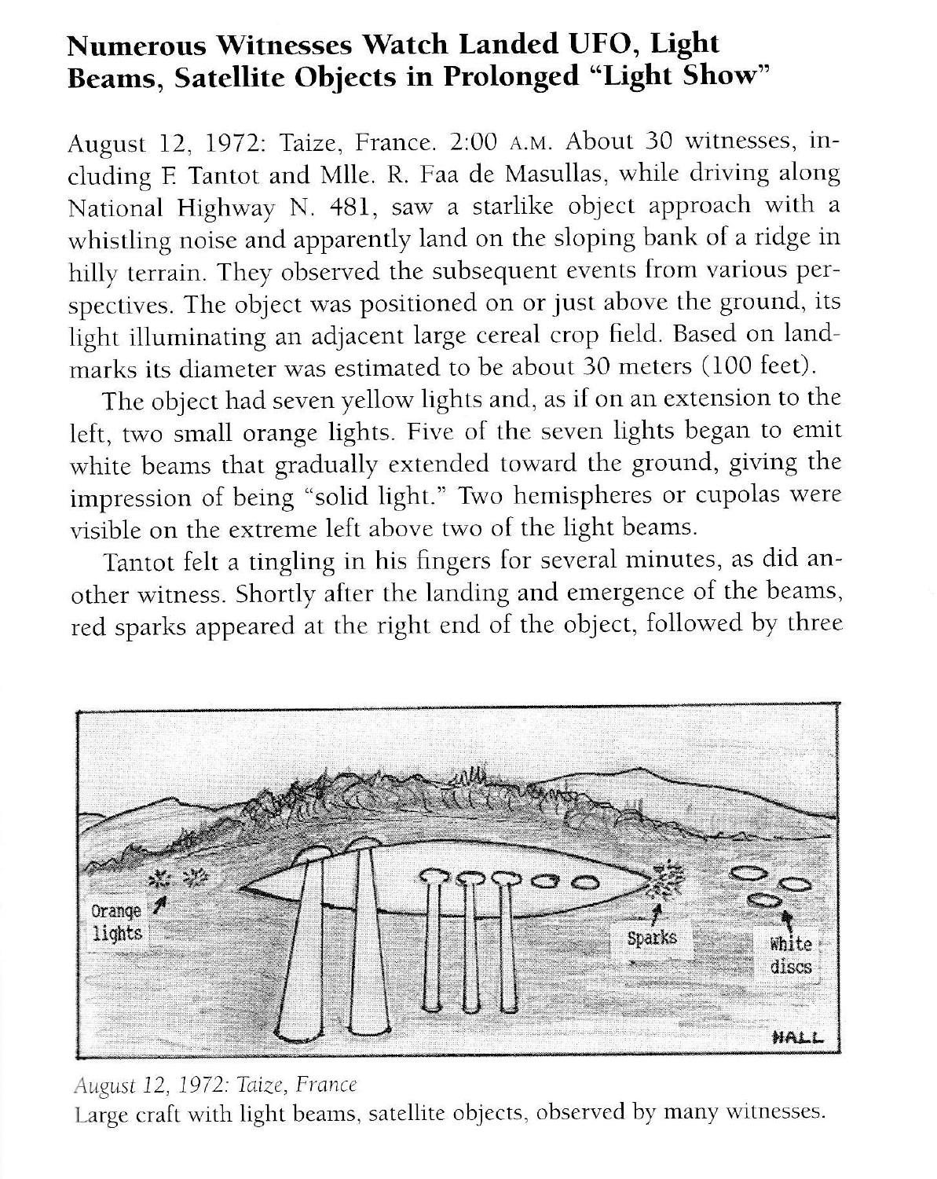## Numerous Witnesses Watch Landed UFO, Light Beams, Satellite Objects in Prolonged "Light Show"

August 12, 1972: Taize, France. 2:00 A.M. About 30 witnesses, including F. Tantot and Mlle. R. Faa de Masullas, while driving along National Highway N. 481, saw a starlike object approach with a whistling noise and apparently land on the sloping bank of a ridge in hilly terrain. They observed the subsequent events from various perspectives. The object was positioned on or just above the ground, its light illuminating an adjacent large cereal crop field. Based on landmarks its diameter was estimated to be about 30 meters (100 feet).

The object had seven yellow lights and, as if on an extension to the left, two small orange lights. Five of the seven lights began to emit white beams that gradually extended toward the ground, giving the impression of being "solid light." Two hemispheres or cupolas were visible on the extreme left above two of the light beams.

Tantot felt a tingling in his fingers for several minutes, as did another witness. Shortly after the landing and emergence of the beams, red sparks appeared at the right end of the object, followed by three

*August 12, 1972: Taize, France*

Large craft with light beams, satellite objects, observed by many witnesses.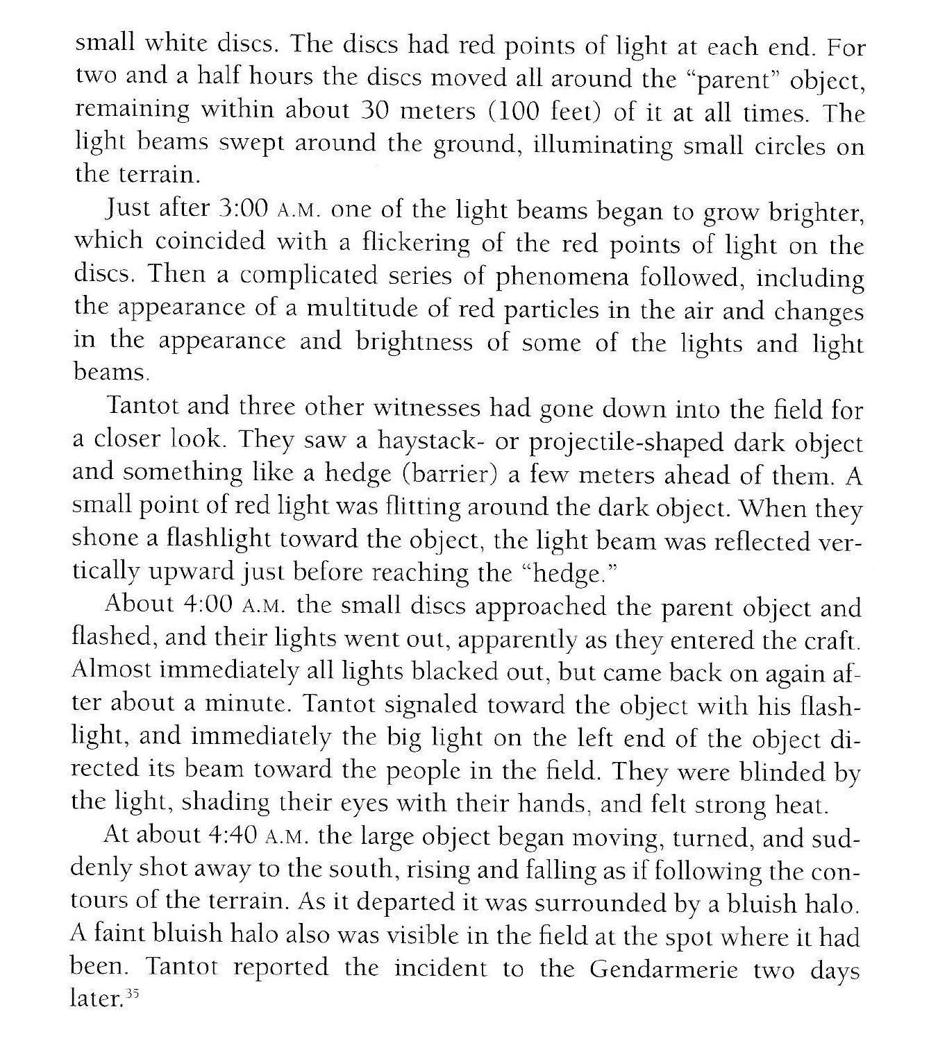small white discs. The discs had red points of light at each end. For two and a half hours the discs moved all around the "parent" object, remaining within about 30 meters (100 feet) of it at all times. The light beams swept around the ground, illuminating small circles on the terrain.

Just after 3:00 A.M. one of the light beams began to grow brighter, which coincided with a flickering of the red points of light on the discs. Then a complicated series of phenomena followed, including the appearance of a multitude of red particles in the air and changes in the appearance and brightness of some of the lights and light beams.

Tantot and three other witnesses had gone down into the field for a closer look. They saw a haystack- or projectile-shaped dark object and something like a hedge (barrier) a few meters ahead of them. A small point of red light was flitting around the dark object. When they shone a flashlight toward the object, the light beam was reflected vertically upward just before reaching the "hedge."

About 4:00 A.M. the small discs approached the parent object and flashed, and their lights went out, apparently as they entered the craft. Almost immediately all lights blacked out, but came back on again after about a minute. Tantot signaled toward the object with his flashlight, and immediately the big light on the left end of the object directed its beam toward the people in the field. They were blinded by the light, shading their eyes with their hands, and felt strong heat.

At about 4:40 A.M. the large object began moving, turned, and suddenly shot away to the south, rising and falling as if following the contours of the terrain. As it departed it was surrounded by a bluish halo. A faint bluish halo also was visible in the field at the spot where it had been. Tantot reported the incident to the Gendarmerie two days later.[35]